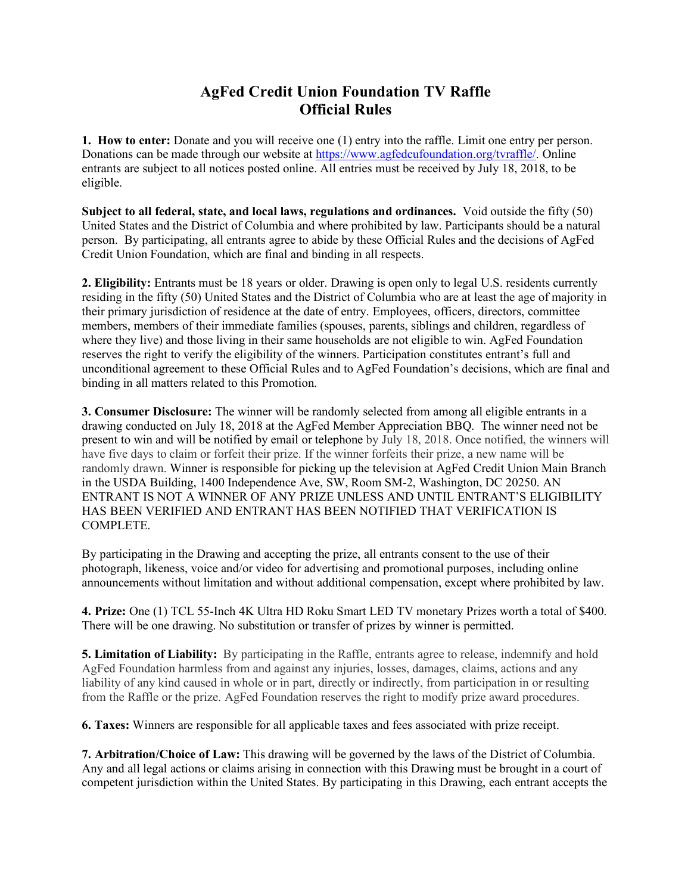# AgFed Credit Union Foundation TV Raffle
# Official Rules

**1. How to enter:** Donate and you will receive one (1) entry into the raffle. Limit one entry per person. Donations can be made through our website at https://www.agfedcufoundation.org/tvraffle/. Online entrants are subject to all notices posted online. All entries must be received by July 18, 2018, to be eligible.

**Subject to all federal, state, and local laws, regulations and ordinances.** Void outside the fifty (50) United States and the District of Columbia and where prohibited by law. Participants should be a natural person. By participating, all entrants agree to abide by these Official Rules and the decisions of AgFed Credit Union Foundation, which are final and binding in all respects.

**2. Eligibility:** Entrants must be 18 years or older. Drawing is open only to legal U.S. residents currently residing in the fifty (50) United States and the District of Columbia who are at least the age of majority in their primary jurisdiction of residence at the date of entry. Employees, officers, directors, committee members, members of their immediate families (spouses, parents, siblings and children, regardless of where they live) and those living in their same households are not eligible to win. AgFed Foundation reserves the right to verify the eligibility of the winners. Participation constitutes entrant's full and unconditional agreement to these Official Rules and to AgFed Foundation's decisions, which are final and binding in all matters related to this Promotion.

**3. Consumer Disclosure:** The winner will be randomly selected from among all eligible entrants in a drawing conducted on July 18, 2018 at the AgFed Member Appreciation BBQ. The winner need not be present to win and will be notified by email or telephone by July 18, 2018. Once notified, the winners will have five days to claim or forfeit their prize. If the winner forfeits their prize, a new name will be randomly drawn. Winner is responsible for picking up the television at AgFed Credit Union Main Branch in the USDA Building, 1400 Independence Ave, SW, Room SM-2, Washington, DC 20250. AN ENTRANT IS NOT A WINNER OF ANY PRIZE UNLESS AND UNTIL ENTRANT'S ELIGIBILITY HAS BEEN VERIFIED AND ENTRANT HAS BEEN NOTIFIED THAT VERIFICATION IS COMPLETE.

By participating in the Drawing and accepting the prize, all entrants consent to the use of their photograph, likeness, voice and/or video for advertising and promotional purposes, including online announcements without limitation and without additional compensation, except where prohibited by law.

**4. Prize:** One (1) TCL 55-Inch 4K Ultra HD Roku Smart LED TV monetary Prizes worth a total of $400. There will be one drawing. No substitution or transfer of prizes by winner is permitted.

**5. Limitation of Liability:** By participating in the Raffle, entrants agree to release, indemnify and hold AgFed Foundation harmless from and against any injuries, losses, damages, claims, actions and any liability of any kind caused in whole or in part, directly or indirectly, from participation in or resulting from the Raffle or the prize. AgFed Foundation reserves the right to modify prize award procedures.

**6. Taxes:** Winners are responsible for all applicable taxes and fees associated with prize receipt.

**7. Arbitration/Choice of Law:** This drawing will be governed by the laws of the District of Columbia. Any and all legal actions or claims arising in connection with this Drawing must be brought in a court of competent jurisdiction within the United States. By participating in this Drawing, each entrant accepts the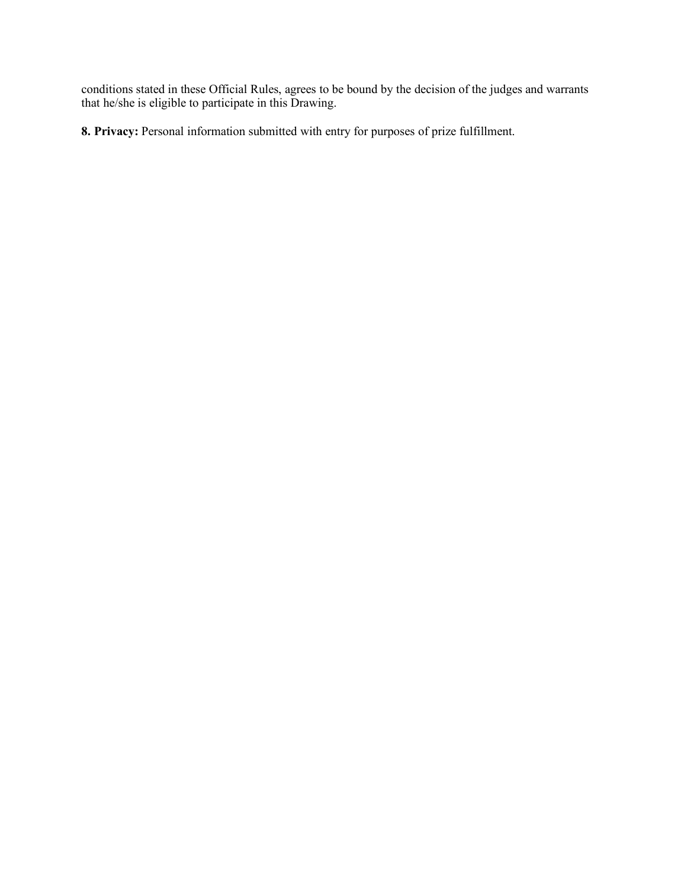conditions stated in these Official Rules, agrees to be bound by the decision of the judges and warrants that he/she is eligible to participate in this Drawing.

**8. Privacy:** Personal information submitted with entry for purposes of prize fulfillment.